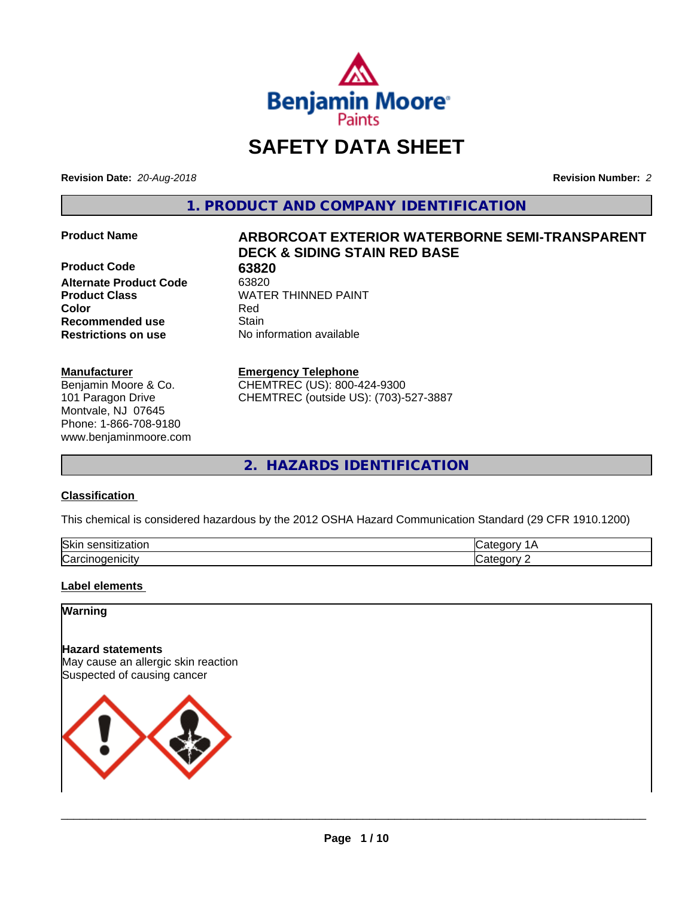# SAFETY DATA SHEET

**Revision Date:** *20-Aug-2018*

**Revision Number:** *2*

## 1. PRODUCT AND COMPANY IDENTIFICATION

| | |
|---|---|
| **Product Name** | **ARBORCOAT EXTERIOR WATERBORNE SEMI-TRANSPARENT DECK & SIDING STAIN RED BASE** |
| **Product Code** | **63820** |
| **Alternate Product Code** | 63820 |
| **Product Class** | WATER THINNED PAINT |
| **Color** | Red |
| **Recommended use** | Stain |
| **Restrictions on use** | No information available |

**Manufacturer**
Benjamin Moore & Co.
101 Paragon Drive
Montvale, NJ 07645
Phone: 1-866-708-9180
www.benjaminmoore.com

**Emergency Telephone**
CHEMTREC (US): 800-424-9300
CHEMTREC (outside US): (703)-527-3887

## 2. HAZARDS IDENTIFICATION

### Classification

This chemical is considered hazardous by the 2012 OSHA Hazard Communication Standard (29 CFR 1910.1200)

| | |
|---|---|
| Skin sensitization | Category 1A |
| Carcinogenicity | Category 2 |

### Label elements

**Warning**

**Hazard statements**
May cause an allergic skin reaction
Suspected of causing cancer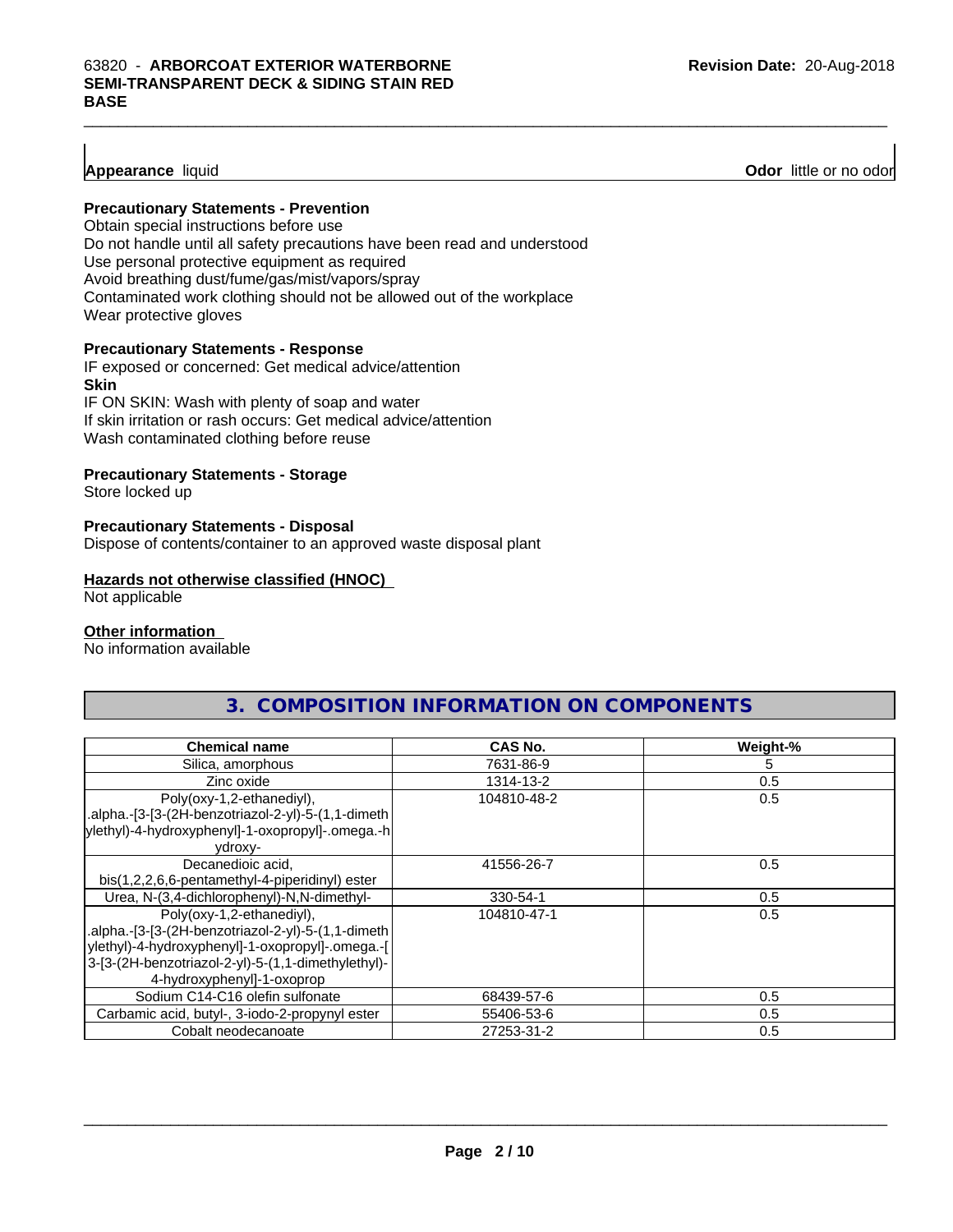**Appearance** liquid **Odor** little or no odor

**Precautionary Statements - Prevention**

Obtain special instructions before use
Do not handle until all safety precautions have been read and understood
Use personal protective equipment as required
Avoid breathing dust/fume/gas/mist/vapors/spray
Contaminated work clothing should not be allowed out of the workplace
Wear protective gloves

**Precautionary Statements - Response**

IF exposed or concerned: Get medical advice/attention

**Skin**

IF ON SKIN: Wash with plenty of soap and water
If skin irritation or rash occurs: Get medical advice/attention
Wash contaminated clothing before reuse

**Precautionary Statements - Storage**

Store locked up

**Precautionary Statements - Disposal**

Dispose of contents/container to an approved waste disposal plant

**Hazards not otherwise classified (HNOC)**

Not applicable

**Other information**

No information available

## 3. COMPOSITION INFORMATION ON COMPONENTS

| Chemical name | CAS No. | Weight-% |
|---|---|---|
| Silica, amorphous | 7631-86-9 | 5 |
| Zinc oxide | 1314-13-2 | 0.5 |
| Poly(oxy-1,2-ethanediyl), .alpha.-[3-[3-(2H-benzotriazol-2-yl)-5-(1,1-dimethylethyl)-4-hydroxyphenyl]-1-oxopropyl]-.omega.-hydroxy- | 104810-48-2 | 0.5 |
| Decanedioic acid, bis(1,2,2,6,6-pentamethyl-4-piperidinyl) ester | 41556-26-7 | 0.5 |
| Urea, N-(3,4-dichlorophenyl)-N,N-dimethyl- | 330-54-1 | 0.5 |
| Poly(oxy-1,2-ethanediyl), .alpha.-[3-[3-(2H-benzotriazol-2-yl)-5-(1,1-dimethylethyl)-4-hydroxyphenyl]-1-oxopropyl]-.omega.-[3-[3-(2H-benzotriazol-2-yl)-5-(1,1-dimethylethyl)-4-hydroxyphenyl]-1-oxoprop | 104810-47-1 | 0.5 |
| Sodium C14-C16 olefin sulfonate | 68439-57-6 | 0.5 |
| Carbamic acid, butyl-, 3-iodo-2-propynyl ester | 55406-53-6 | 0.5 |
| Cobalt neodecanoate | 27253-31-2 | 0.5 |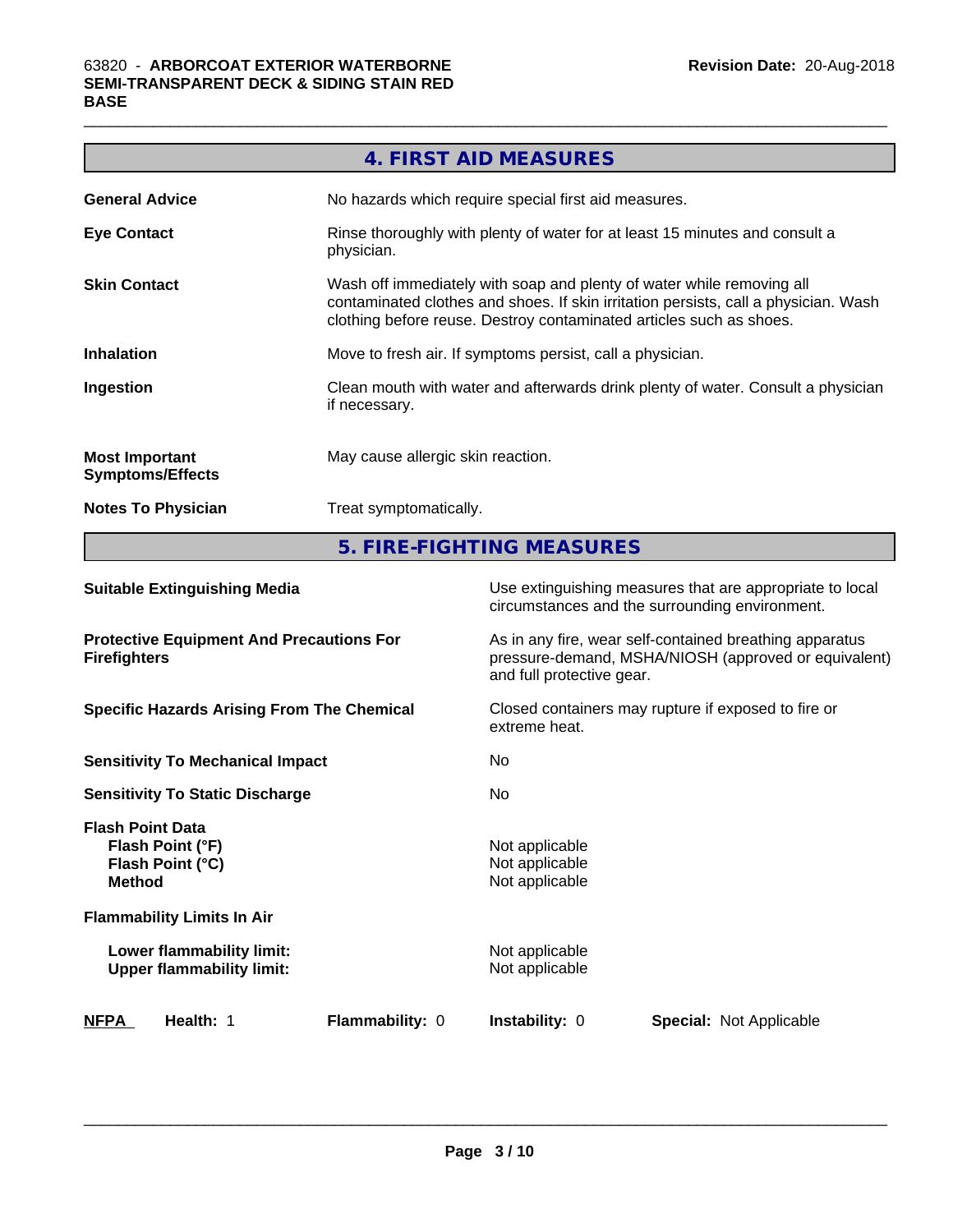## 4. FIRST AID MEASURES

| | |
|---|---|
| **General Advice** | No hazards which require special first aid measures. |
| **Eye Contact** | Rinse thoroughly with plenty of water for at least 15 minutes and consult a physician. |
| **Skin Contact** | Wash off immediately with soap and plenty of water while removing all contaminated clothes and shoes. If skin irritation persists, call a physician. Wash clothing before reuse. Destroy contaminated articles such as shoes. |
| **Inhalation** | Move to fresh air. If symptoms persist, call a physician. |
| **Ingestion** | Clean mouth with water and afterwards drink plenty of water. Consult a physician if necessary. |
| **Most Important Symptoms/Effects** | May cause allergic skin reaction. |
| **Notes To Physician** | Treat symptomatically. |

## 5. FIRE-FIGHTING MEASURES

| | |
|---|---|
| **Suitable Extinguishing Media** | Use extinguishing measures that are appropriate to local circumstances and the surrounding environment. |
| **Protective Equipment And Precautions For Firefighters** | As in any fire, wear self-contained breathing apparatus pressure-demand, MSHA/NIOSH (approved or equivalent) and full protective gear. |
| **Specific Hazards Arising From The Chemical** | Closed containers may rupture if exposed to fire or extreme heat. |
| **Sensitivity To Mechanical Impact** | No |
| **Sensitivity To Static Discharge** | No |

**Flash Point Data**

| | |
|---|---|
| **Flash Point (°F)** | Not applicable |
| **Flash Point (°C)** | Not applicable |
| **Method** | Not applicable |

**Flammability Limits In Air**

| | |
|---|---|
| **Lower flammability limit:** | Not applicable |
| **Upper flammability limit:** | Not applicable |

| **NFPA** | **Health:** 1 | **Flammability:** 0 | **Instability:** 0 | **Special:** Not Applicable |
|---|---|---|---|---|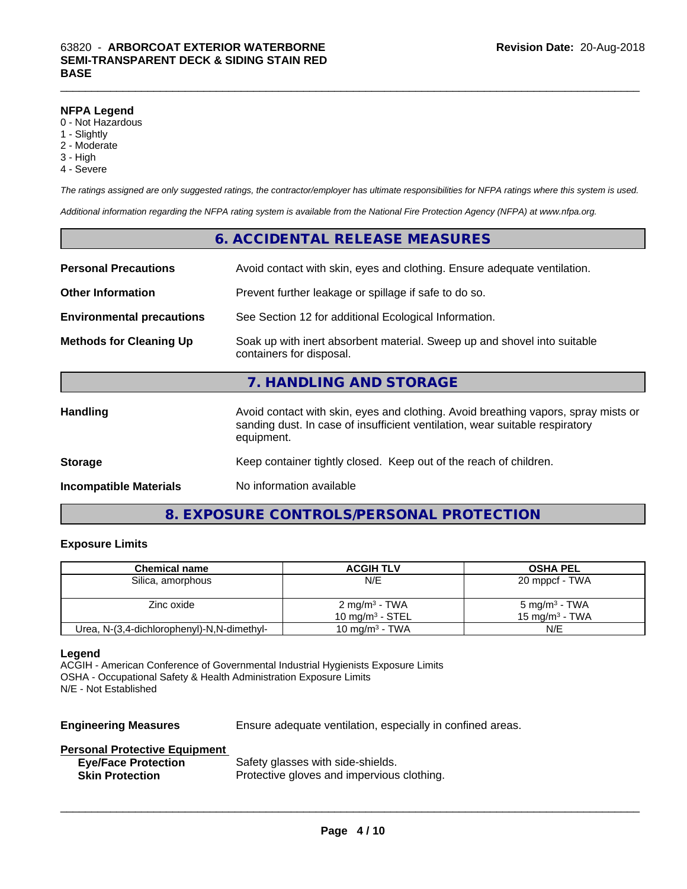**NFPA Legend**
0 - Not Hazardous
1 - Slightly
2 - Moderate
3 - High
4 - Severe

*The ratings assigned are only suggested ratings, the contractor/employer has ultimate responsibilities for NFPA ratings where this system is used.*

*Additional information regarding the NFPA rating system is available from the National Fire Protection Agency (NFPA) at www.nfpa.org.*

## 6. ACCIDENTAL RELEASE MEASURES

**Personal Precautions**: Avoid contact with skin, eyes and clothing. Ensure adequate ventilation.

**Other Information**: Prevent further leakage or spillage if safe to do so.

**Environmental precautions**: See Section 12 for additional Ecological Information.

**Methods for Cleaning Up**: Soak up with inert absorbent material. Sweep up and shovel into suitable containers for disposal.

## 7. HANDLING AND STORAGE

**Handling**: Avoid contact with skin, eyes and clothing. Avoid breathing vapors, spray mists or sanding dust. In case of insufficient ventilation, wear suitable respiratory equipment.

**Storage**: Keep container tightly closed. Keep out of the reach of children.

**Incompatible Materials**: No information available

## 8. EXPOSURE CONTROLS/PERSONAL PROTECTION

### Exposure Limits

| Chemical name | ACGIH TLV | OSHA PEL |
|---|---|---|
| Silica, amorphous | N/E | 20 mppcf - TWA |
| Zinc oxide | 2 mg/m³ - TWA<br>10 mg/m³ - STEL | 5 mg/m³ - TWA<br>15 mg/m³ - TWA |
| Urea, N-(3,4-dichlorophenyl)-N,N-dimethyl- | 10 mg/m³ - TWA | N/E |

**Legend**
ACGIH - American Conference of Governmental Industrial Hygienists Exposure Limits
OSHA - Occupational Safety & Health Administration Exposure Limits
N/E - Not Established

**Engineering Measures**: Ensure adequate ventilation, especially in confined areas.

**Personal Protective Equipment**
- **Eye/Face Protection**: Safety glasses with side-shields.
- **Skin Protection**: Protective gloves and impervious clothing.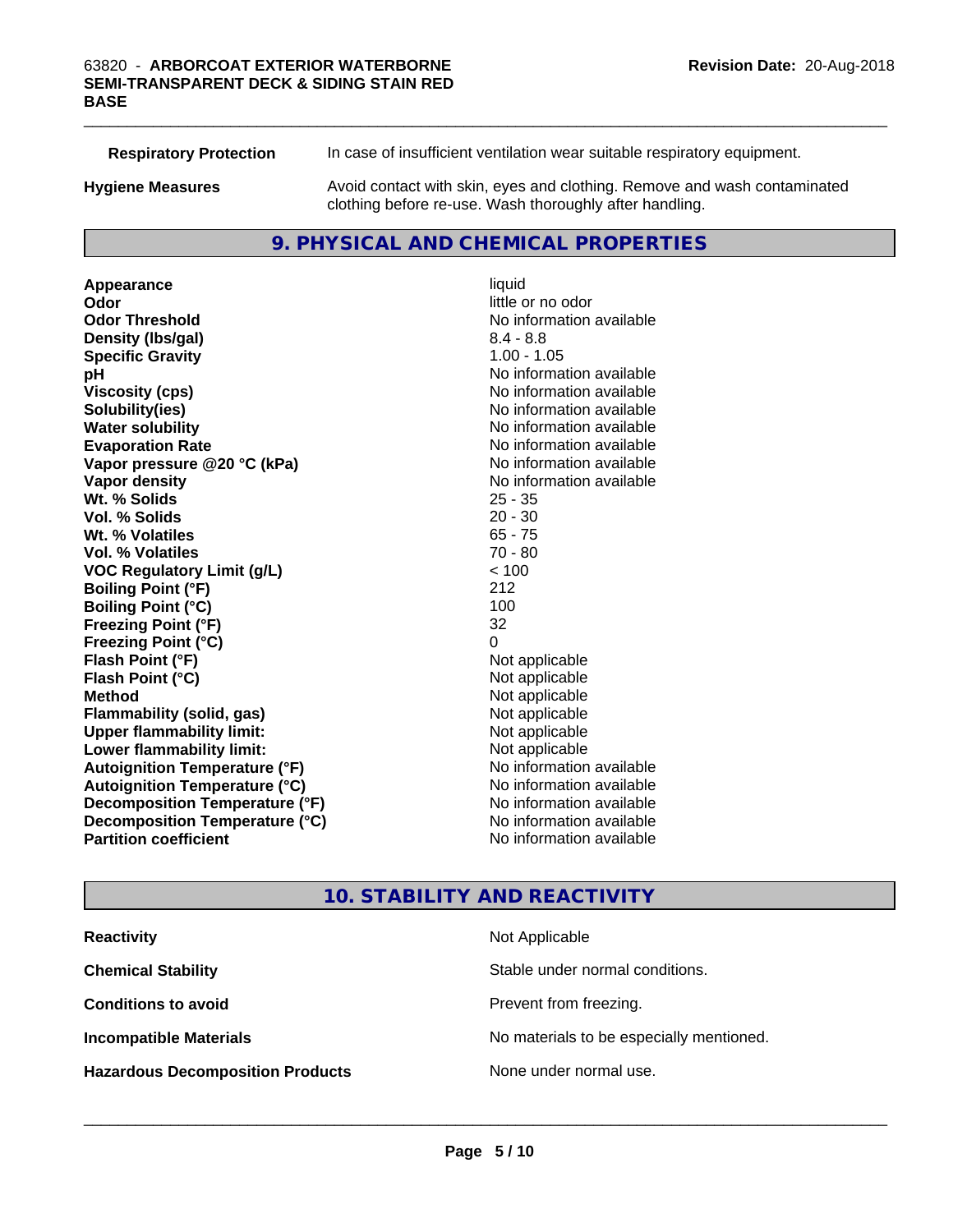| | |
|---|---|
| **Respiratory Protection** | In case of insufficient ventilation wear suitable respiratory equipment. |
| **Hygiene Measures** | Avoid contact with skin, eyes and clothing. Remove and wash contaminated clothing before re-use. Wash thoroughly after handling. |

## 9. PHYSICAL AND CHEMICAL PROPERTIES

| | |
|---|---|
| **Appearance** | liquid |
| **Odor** | little or no odor |
| **Odor Threshold** | No information available |
| **Density (lbs/gal)** | 8.4 - 8.8 |
| **Specific Gravity** | 1.00 - 1.05 |
| **pH** | No information available |
| **Viscosity (cps)** | No information available |
| **Solubility(ies)** | No information available |
| **Water solubility** | No information available |
| **Evaporation Rate** | No information available |
| **Vapor pressure @20 °C (kPa)** | No information available |
| **Vapor density** | No information available |
| **Wt. % Solids** | 25 - 35 |
| **Vol. % Solids** | 20 - 30 |
| **Wt. % Volatiles** | 65 - 75 |
| **Vol. % Volatiles** | 70 - 80 |
| **VOC Regulatory Limit (g/L)** | < 100 |
| **Boiling Point (°F)** | 212 |
| **Boiling Point (°C)** | 100 |
| **Freezing Point (°F)** | 32 |
| **Freezing Point (°C)** | 0 |
| **Flash Point (°F)** | Not applicable |
| **Flash Point (°C)** | Not applicable |
| **Method** | Not applicable |
| **Flammability (solid, gas)** | Not applicable |
| **Upper flammability limit:** | Not applicable |
| **Lower flammability limit:** | Not applicable |
| **Autoignition Temperature (°F)** | No information available |
| **Autoignition Temperature (°C)** | No information available |
| **Decomposition Temperature (°F)** | No information available |
| **Decomposition Temperature (°C)** | No information available |
| **Partition coefficient** | No information available |

## 10. STABILITY AND REACTIVITY

| | |
|---|---|
| **Reactivity** | Not Applicable |
| **Chemical Stability** | Stable under normal conditions. |
| **Conditions to avoid** | Prevent from freezing. |
| **Incompatible Materials** | No materials to be especially mentioned. |
| **Hazardous Decomposition Products** | None under normal use. |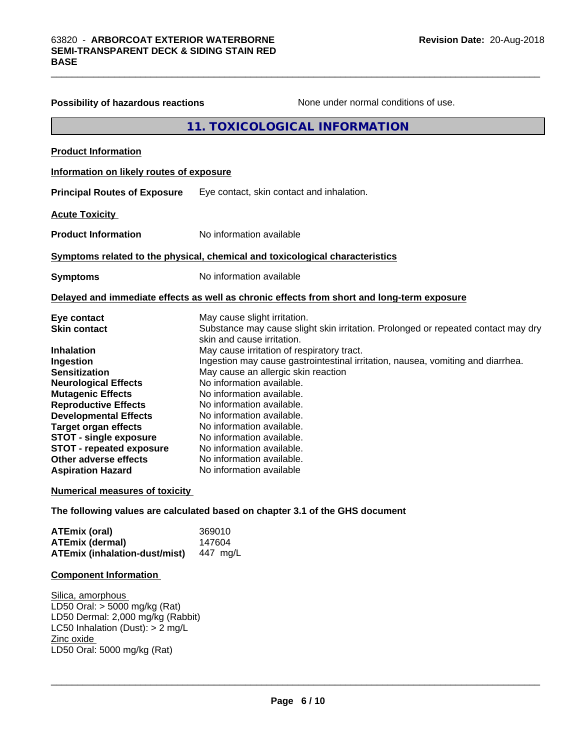**Possibility of hazardous reactions** None under normal conditions of use.

## 11. TOXICOLOGICAL INFORMATION

**Product Information**

**Information on likely routes of exposure**

**Principal Routes of Exposure** Eye contact, skin contact and inhalation.

**Acute Toxicity**

**Product Information** No information available

**Symptoms related to the physical, chemical and toxicological characteristics**

**Symptoms** No information available

**Delayed and immediate effects as well as chronic effects from short and long-term exposure**

| | |
|---|---|
| **Eye contact** | May cause slight irritation. |
| **Skin contact** | Substance may cause slight skin irritation. Prolonged or repeated contact may dry skin and cause irritation. |
| **Inhalation** | May cause irritation of respiratory tract. |
| **Ingestion** | Ingestion may cause gastrointestinal irritation, nausea, vomiting and diarrhea. |
| **Sensitization** | May cause an allergic skin reaction |
| **Neurological Effects** | No information available. |
| **Mutagenic Effects** | No information available. |
| **Reproductive Effects** | No information available. |
| **Developmental Effects** | No information available. |
| **Target organ effects** | No information available. |
| **STOT - single exposure** | No information available. |
| **STOT - repeated exposure** | No information available. |
| **Other adverse effects** | No information available. |
| **Aspiration Hazard** | No information available |

**Numerical measures of toxicity**

**The following values are calculated based on chapter 3.1 of the GHS document**

| | |
|---|---|
| **ATEmix (oral)** | 369010 |
| **ATEmix (dermal)** | 147604 |
| **ATEmix (inhalation-dust/mist)** | 447 mg/L |

**Component Information**

Silica, amorphous
LD50 Oral: > 5000 mg/kg (Rat)
LD50 Dermal: 2,000 mg/kg (Rabbit)
LC50 Inhalation (Dust): > 2 mg/L
Zinc oxide
LD50 Oral: 5000 mg/kg (Rat)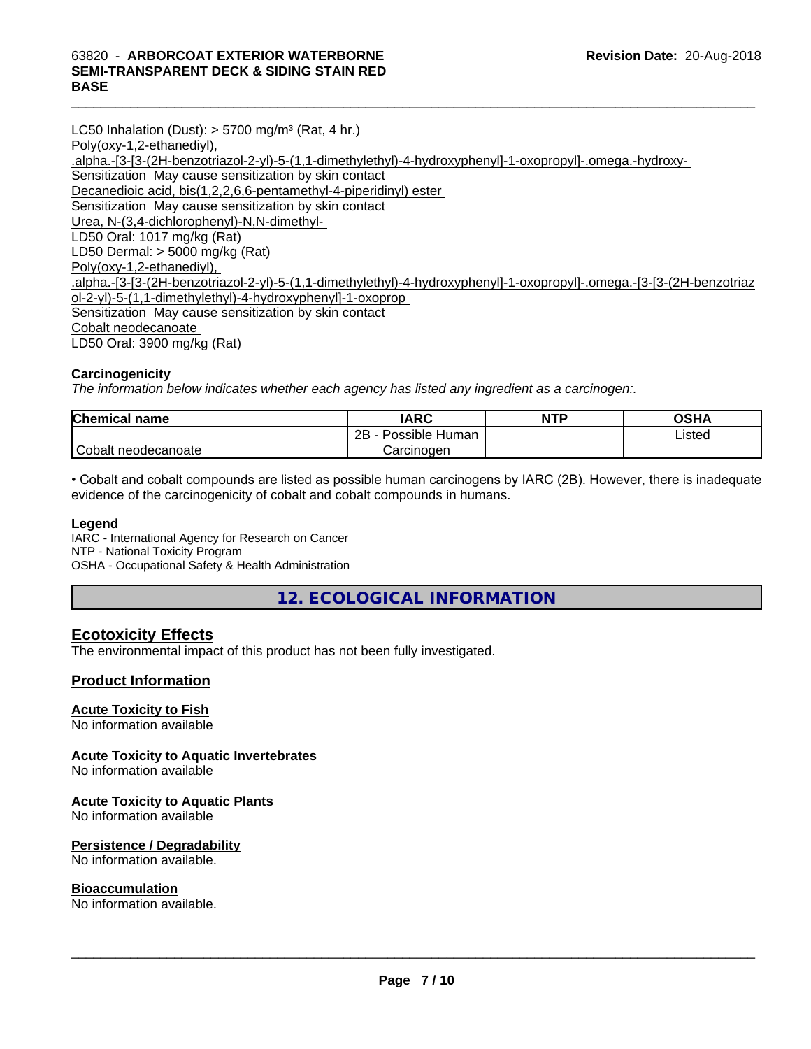LC50 Inhalation (Dust): > 5700 mg/m³ (Rat, 4 hr.)

Poly(oxy-1,2-ethanediyl), .alpha.-[3-[3-(2H-benzotriazol-2-yl)-5-(1,1-dimethylethyl)-4-hydroxyphenyl]-1-oxopropyl]-.omega.-hydroxy-

Sensitization May cause sensitization by skin contact

Decanedioic acid, bis(1,2,2,6,6-pentamethyl-4-piperidinyl) ester

Sensitization May cause sensitization by skin contact

Urea, N-(3,4-dichlorophenyl)-N,N-dimethyl-

LD50 Oral: 1017 mg/kg (Rat)

LD50 Dermal: > 5000 mg/kg (Rat)

Poly(oxy-1,2-ethanediyl), .alpha.-[3-[3-(2H-benzotriazol-2-yl)-5-(1,1-dimethylethyl)-4-hydroxyphenyl]-1-oxopropyl]-.omega.-[3-[3-(2H-benzotriazol-2-yl)-5-(1,1-dimethylethyl)-4-hydroxyphenyl]-1-oxoprop

Sensitization May cause sensitization by skin contact

Cobalt neodecanoate

LD50 Oral: 3900 mg/kg (Rat)

**Carcinogenicity**

*The information below indicates whether each agency has listed any ingredient as a carcinogen:.*

| Chemical name | IARC | NTP | OSHA |
| --- | --- | --- | --- |
| Cobalt neodecanoate | 2B - Possible Human Carcinogen | | Listed |

• Cobalt and cobalt compounds are listed as possible human carcinogens by IARC (2B). However, there is inadequate evidence of the carcinogenicity of cobalt and cobalt compounds in humans.

**Legend**

IARC - International Agency for Research on Cancer
NTP - National Toxicity Program
OSHA - Occupational Safety & Health Administration

## 12. ECOLOGICAL INFORMATION

### Ecotoxicity Effects

The environmental impact of this product has not been fully investigated.

### Product Information

#### Acute Toxicity to Fish

No information available

#### Acute Toxicity to Aquatic Invertebrates

No information available

#### Acute Toxicity to Aquatic Plants

No information available

#### Persistence / Degradability

No information available.

#### Bioaccumulation

No information available.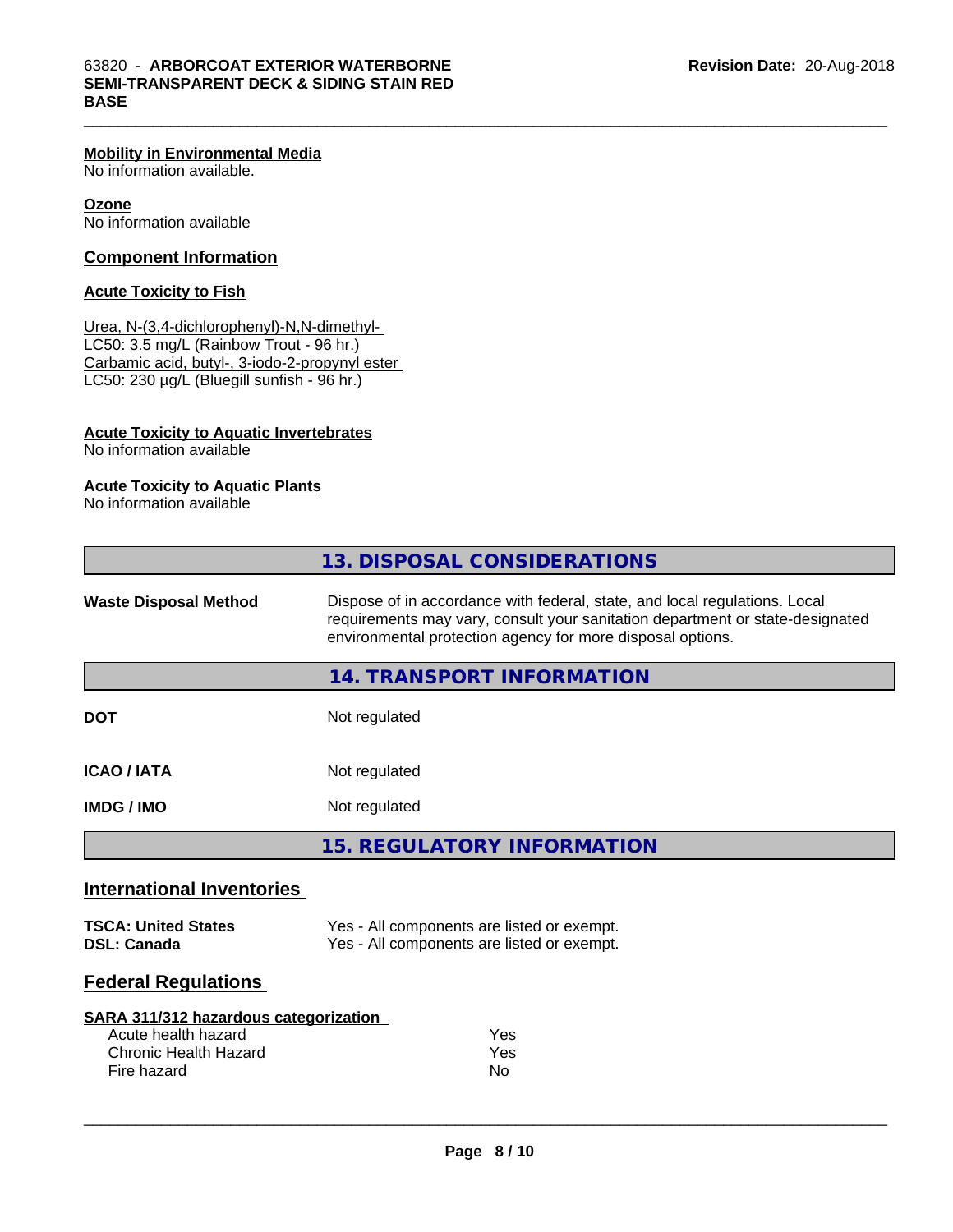**Mobility in Environmental Media**
No information available.

**Ozone**
No information available

## Component Information

**Acute Toxicity to Fish**

Urea, N-(3,4-dichlorophenyl)-N,N-dimethyl-
LC50: 3.5 mg/L (Rainbow Trout - 96 hr.)
Carbamic acid, butyl-, 3-iodo-2-propynyl ester
LC50: 230 µg/L (Bluegill sunfish - 96 hr.)

**Acute Toxicity to Aquatic Invertebrates**
No information available

**Acute Toxicity to Aquatic Plants**
No information available

# 13. DISPOSAL CONSIDERATIONS

**Waste Disposal Method** — Dispose of in accordance with federal, state, and local regulations. Local requirements may vary, consult your sanitation department or state-designated environmental protection agency for more disposal options.

# 14. TRANSPORT INFORMATION

| | |
|---|---|
| **DOT** | Not regulated |
| **ICAO / IATA** | Not regulated |
| **IMDG / IMO** | Not regulated |

# 15. REGULATORY INFORMATION

## International Inventories

| | |
|---|---|
| **TSCA: United States** | Yes - All components are listed or exempt. |
| **DSL: Canada** | Yes - All components are listed or exempt. |

## Federal Regulations

**SARA 311/312 hazardous categorization**

| | |
|---|---|
| Acute health hazard | Yes |
| Chronic Health Hazard | Yes |
| Fire hazard | No |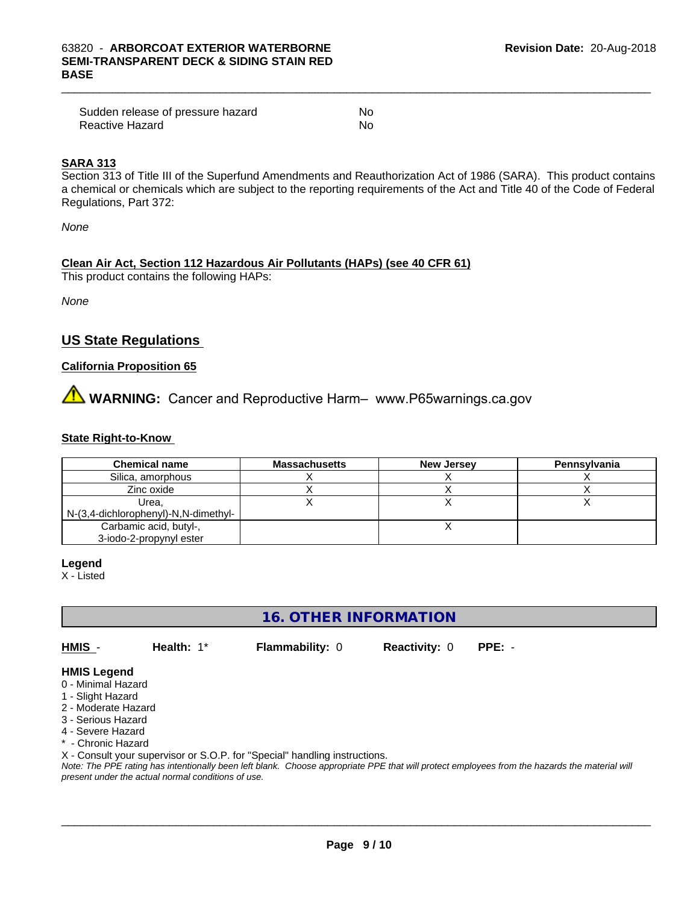| | |
|---|---|
| Sudden release of pressure hazard | No |
| Reactive Hazard | No |

**SARA 313**

Section 313 of Title III of the Superfund Amendments and Reauthorization Act of 1986 (SARA). This product contains a chemical or chemicals which are subject to the reporting requirements of the Act and Title 40 of the Code of Federal Regulations, Part 372:

*None*

**Clean Air Act, Section 112 Hazardous Air Pollutants (HAPs) (see 40 CFR 61)**

This product contains the following HAPs:

*None*

## US State Regulations

**California Proposition 65**

⚠ **WARNING:** Cancer and Reproductive Harm– www.P65warnings.ca.gov

**State Right-to-Know**

| Chemical name | Massachusetts | New Jersey | Pennsylvania |
|---|---|---|---|
| Silica, amorphous | X | X | X |
| Zinc oxide | X | X | X |
| Urea, N-(3,4-dichlorophenyl)-N,N-dimethyl- | X | X | X |
| Carbamic acid, butyl-, 3-iodo-2-propynyl ester | | X | |

**Legend**

X - Listed

## 16. OTHER INFORMATION

| HMIS - | Health: 1* | Flammability: 0 | Reactivity: 0 | PPE: - |
|---|---|---|---|---|

**HMIS Legend**

0 - Minimal Hazard
1 - Slight Hazard
2 - Moderate Hazard
3 - Serious Hazard
4 - Severe Hazard
* - Chronic Hazard
X - Consult your supervisor or S.O.P. for "Special" handling instructions.

*Note: The PPE rating has intentionally been left blank. Choose appropriate PPE that will protect employees from the hazards the material will present under the actual normal conditions of use.*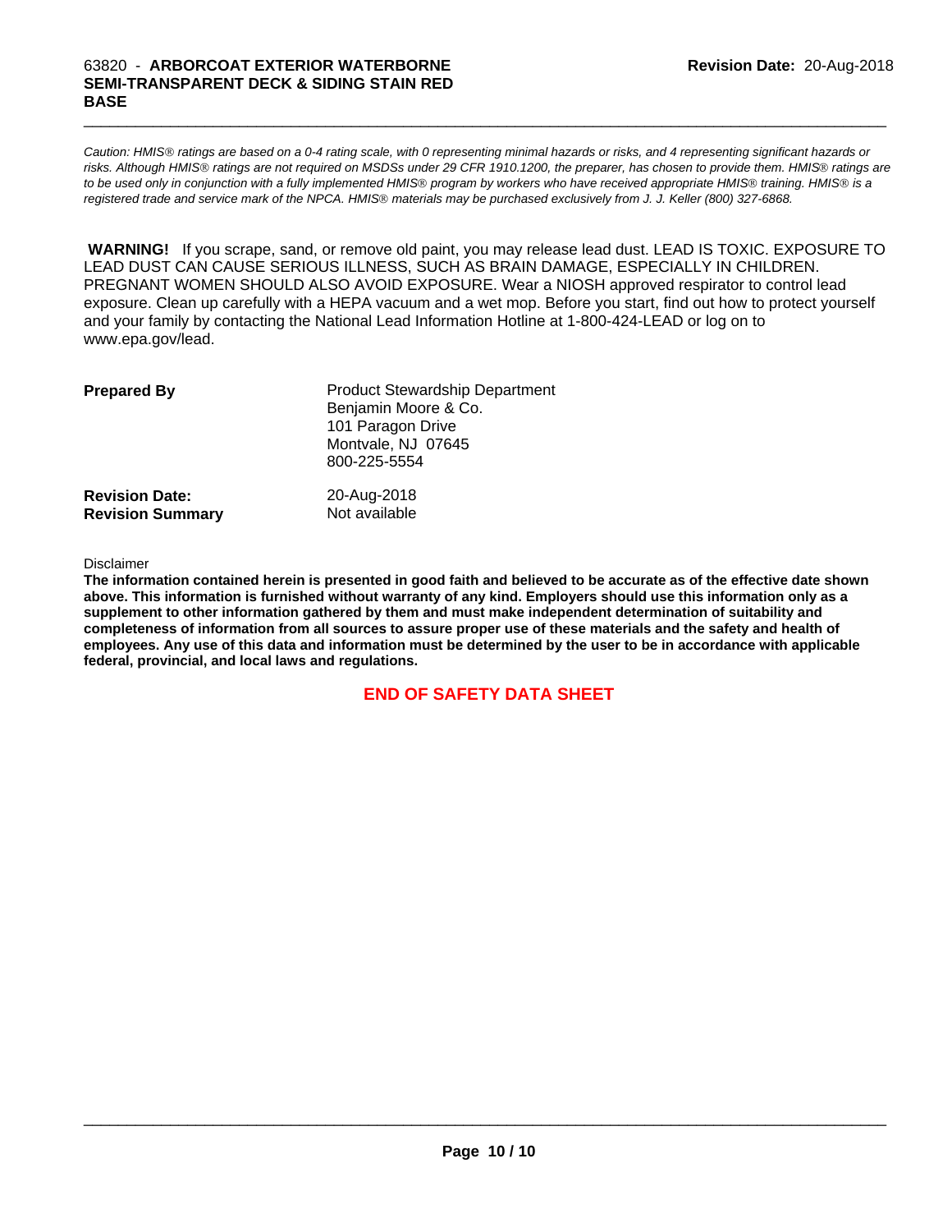*Caution: HMIS® ratings are based on a 0-4 rating scale, with 0 representing minimal hazards or risks, and 4 representing significant hazards or risks. Although HMIS® ratings are not required on MSDSs under 29 CFR 1910.1200, the preparer, has chosen to provide them. HMIS® ratings are to be used only in conjunction with a fully implemented HMIS® program by workers who have received appropriate HMIS® training. HMIS® is a registered trade and service mark of the NPCA. HMIS® materials may be purchased exclusively from J. J. Keller (800) 327-6868.*

**WARNING!** If you scrape, sand, or remove old paint, you may release lead dust. LEAD IS TOXIC. EXPOSURE TO LEAD DUST CAN CAUSE SERIOUS ILLNESS, SUCH AS BRAIN DAMAGE, ESPECIALLY IN CHILDREN. PREGNANT WOMEN SHOULD ALSO AVOID EXPOSURE. Wear a NIOSH approved respirator to control lead exposure. Clean up carefully with a HEPA vacuum and a wet mop. Before you start, find out how to protect yourself and your family by contacting the National Lead Information Hotline at 1-800-424-LEAD or log on to www.epa.gov/lead.

| | |
|---|---|
| **Prepared By** | Product Stewardship Department<br>Benjamin Moore & Co.<br>101 Paragon Drive<br>Montvale, NJ 07645<br>800-225-5554 |
| **Revision Date:** | 20-Aug-2018 |
| **Revision Summary** | Not available |

Disclaimer

**The information contained herein is presented in good faith and believed to be accurate as of the effective date shown above. This information is furnished without warranty of any kind. Employers should use this information only as a supplement to other information gathered by them and must make independent determination of suitability and completeness of information from all sources to assure proper use of these materials and the safety and health of employees. Any use of this data and information must be determined by the user to be in accordance with applicable federal, provincial, and local laws and regulations.**

**END OF SAFETY DATA SHEET**